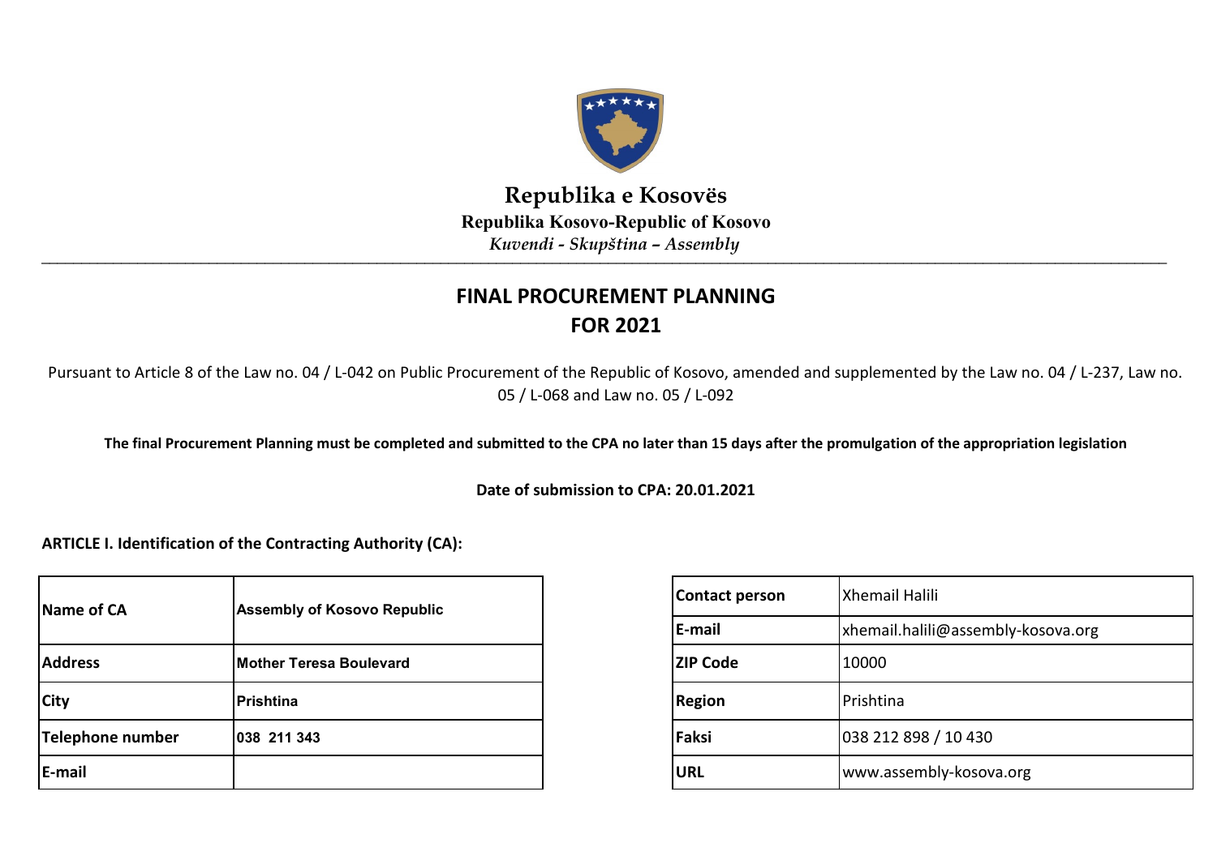**Republika e Kosovës**

**Republika Kosovo-Republic of Kosovo**

*Kuvendi - Skupština – Assembly*

# FINAL PROCUREMENT PLANNING FOR 2021

Pursuant to Article 8 of the Law no. 04 / L-042 on Public Procurement of the Republic of Kosovo, amended and supplemented by the Law no. 04 / L-237, Law no. 05 / L-068 and Law no. 05 / L-092

**The final Procurement Planning must be completed and submitted to the CPA no later than 15 days after the promulgation of the appropriation legislation**

**Date of submission to CPA: 20.01.2021**

**ARTICLE I. Identification of the Contracting Authority (CA):**

| | |
|---|---|
| **Name of CA** | **Assembly of Kosovo Republic** |
| **Address** | **Mother Teresa Boulevard** |
| **City** | **Prishtina** |
| **Telephone number** | **038 211 343** |
| **E-mail** | |

| | |
|---|---|
| **Contact person** | Xhemail Halili |
| **E-mail** | xhemail.halili@assembly-kosova.org |
| **ZIP Code** | 10000 |
| **Region** | Prishtina |
| **Faksi** | 038 212 898 / 10 430 |
| **URL** | www.assembly-kosova.org |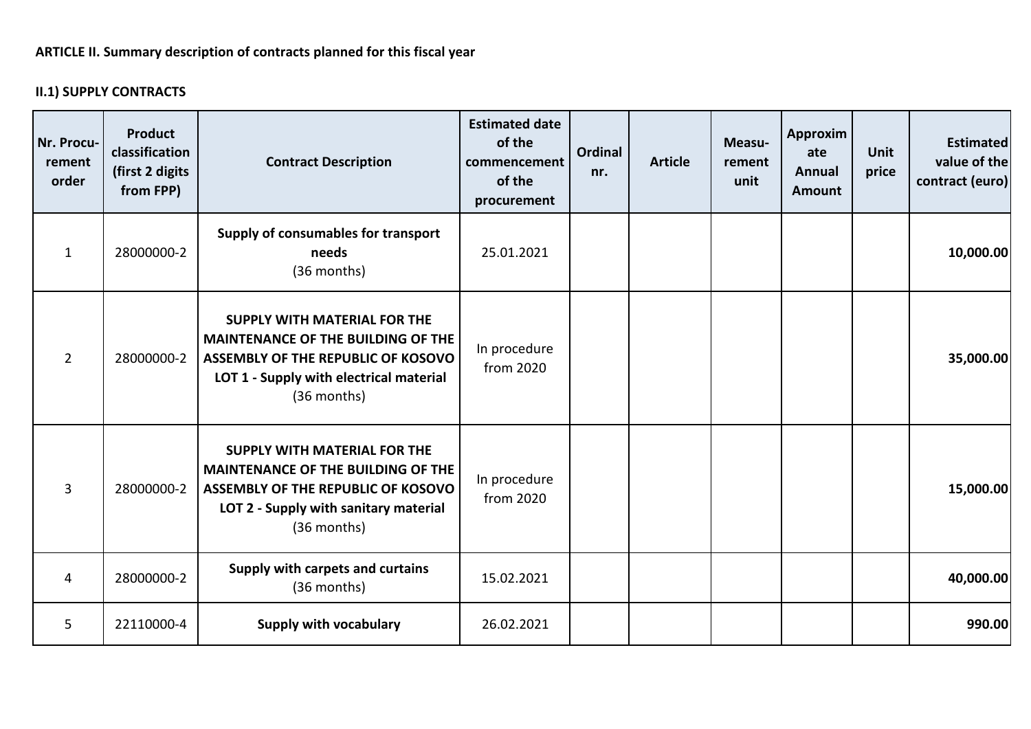**ARTICLE II. Summary description of contracts planned for this fiscal year**

**II.1) SUPPLY CONTRACTS**

| Nr. Procu-rement order | Product classification (first 2 digits from FPP) | Contract Description | Estimated date of the commencement of the procurement | Ordinal nr. | Article | Measu-rement unit | Approximate Annual Amount | Unit price | Estimated value of the contract (euro) |
|---|---|---|---|---|---|---|---|---|---|
| 1 | 28000000-2 | **Supply of consumables for transport needs** (36 months) | 25.01.2021 | | | | | | **10,000.00** |
| 2 | 28000000-2 | **SUPPLY WITH MATERIAL FOR THE MAINTENANCE OF THE BUILDING OF THE ASSEMBLY OF THE REPUBLIC OF KOSOVO LOT 1 - Supply with electrical material** (36 months) | In procedure from 2020 | | | | | | **35,000.00** |
| 3 | 28000000-2 | **SUPPLY WITH MATERIAL FOR THE MAINTENANCE OF THE BUILDING OF THE ASSEMBLY OF THE REPUBLIC OF KOSOVO LOT 2 - Supply with sanitary material** (36 months) | In procedure from 2020 | | | | | | **15,000.00** |
| 4 | 28000000-2 | **Supply with carpets and curtains** (36 months) | 15.02.2021 | | | | | | **40,000.00** |
| 5 | 22110000-4 | **Supply with vocabulary** | 26.02.2021 | | | | | | **990.00** |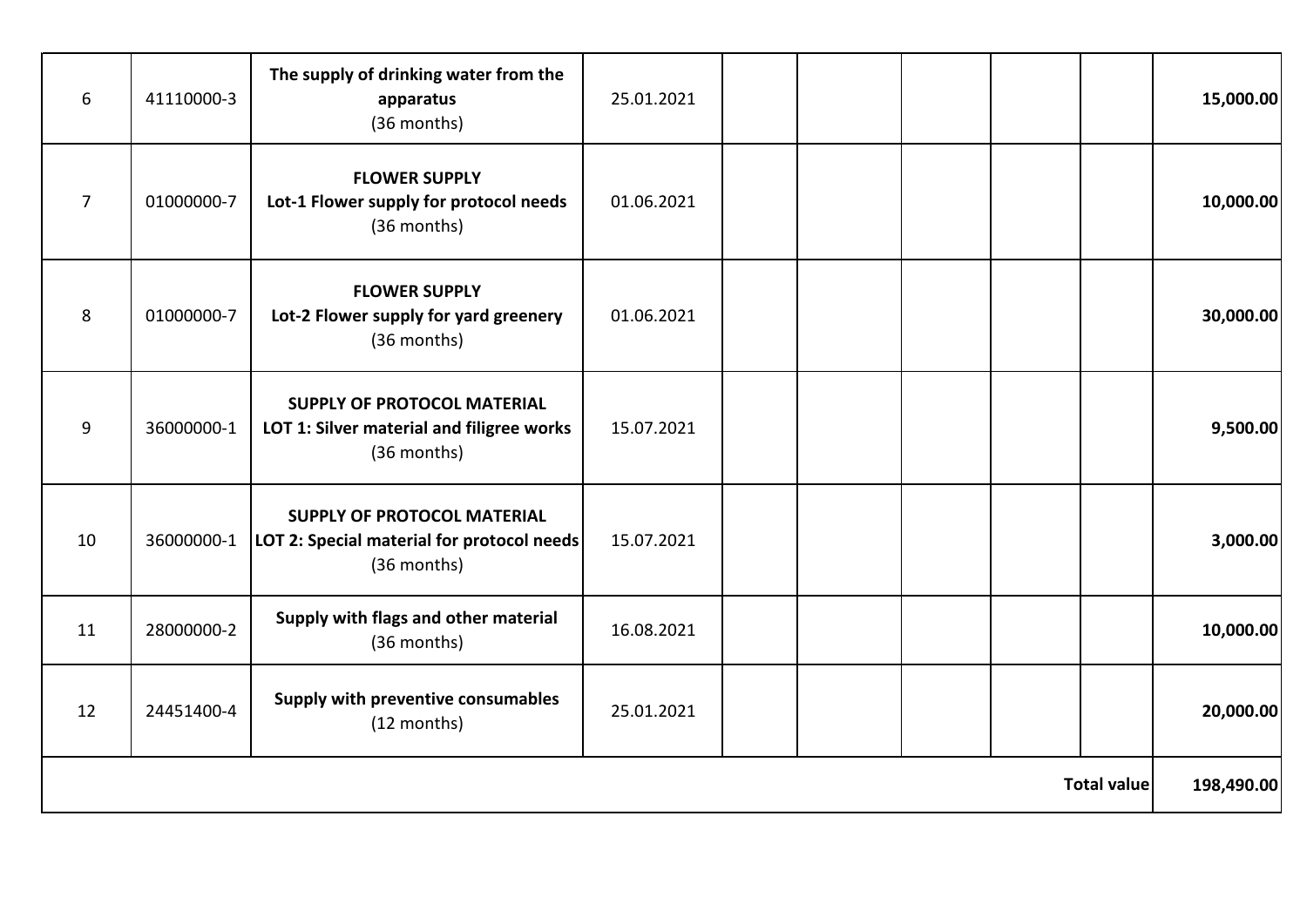| | | | | | | | | | |
|---|---|---|---|---|---|---|---|---|---|
| 6 | 41110000-3 | **The supply of drinking water from the apparatus**<br>(36 months) | 25.01.2021 | | | | | | **15,000.00** |
| 7 | 01000000-7 | **FLOWER SUPPLY**<br>**Lot-1 Flower supply for protocol needs**<br>(36 months) | 01.06.2021 | | | | | | **10,000.00** |
| 8 | 01000000-7 | **FLOWER SUPPLY**<br>**Lot-2 Flower supply for yard greenery**<br>(36 months) | 01.06.2021 | | | | | | **30,000.00** |
| 9 | 36000000-1 | **SUPPLY OF PROTOCOL MATERIAL**<br>**LOT 1: Silver material and filigree works**<br>(36 months) | 15.07.2021 | | | | | | **9,500.00** |
| 10 | 36000000-1 | **SUPPLY OF PROTOCOL MATERIAL**<br>**LOT 2: Special material for protocol needs**<br>(36 months) | 15.07.2021 | | | | | | **3,000.00** |
| 11 | 28000000-2 | **Supply with flags and other material**<br>(36 months) | 16.08.2021 | | | | | | **10,000.00** |
| 12 | 24451400-4 | **Supply with preventive consumables**<br>(12 months) | 25.01.2021 | | | | | | **20,000.00** |
| | | | | | | | | **Total value** | **198,490.00** |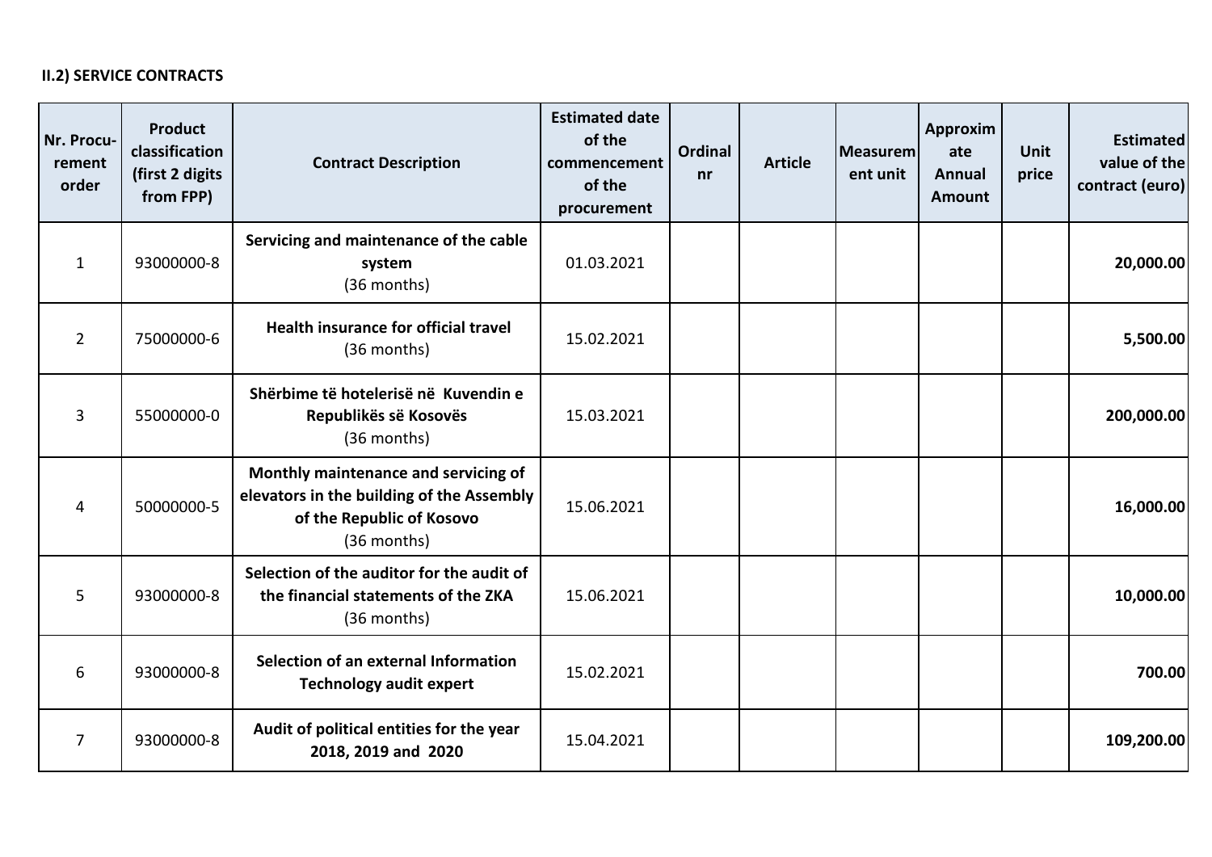**II.2) SERVICE CONTRACTS**

| Nr. Procu-rement order | Product classification (first 2 digits from FPP) | Contract Description | Estimated date of the commencement of the procurement | Ordinal nr | Article | Measurement unit | Approximate Annual Amount | Unit price | Estimated value of the contract (euro) |
|---|---|---|---|---|---|---|---|---|---|
| 1 | 93000000-8 | **Servicing and maintenance of the cable system** (36 months) | 01.03.2021 | | | | | | **20,000.00** |
| 2 | 75000000-6 | **Health insurance for official travel** (36 months) | 15.02.2021 | | | | | | **5,500.00** |
| 3 | 55000000-0 | **Shërbime të hotelerisë në Kuvendin e Republikës së Kosovës** (36 months) | 15.03.2021 | | | | | | **200,000.00** |
| 4 | 50000000-5 | **Monthly maintenance and servicing of elevators in the building of the Assembly of the Republic of Kosovo** (36 months) | 15.06.2021 | | | | | | **16,000.00** |
| 5 | 93000000-8 | **Selection of the auditor for the audit of the financial statements of the ZKA** (36 months) | 15.06.2021 | | | | | | **10,000.00** |
| 6 | 93000000-8 | **Selection of an external Information Technology audit expert** | 15.02.2021 | | | | | | **700.00** |
| 7 | 93000000-8 | **Audit of political entities for the year 2018, 2019 and 2020** | 15.04.2021 | | | | | | **109,200.00** |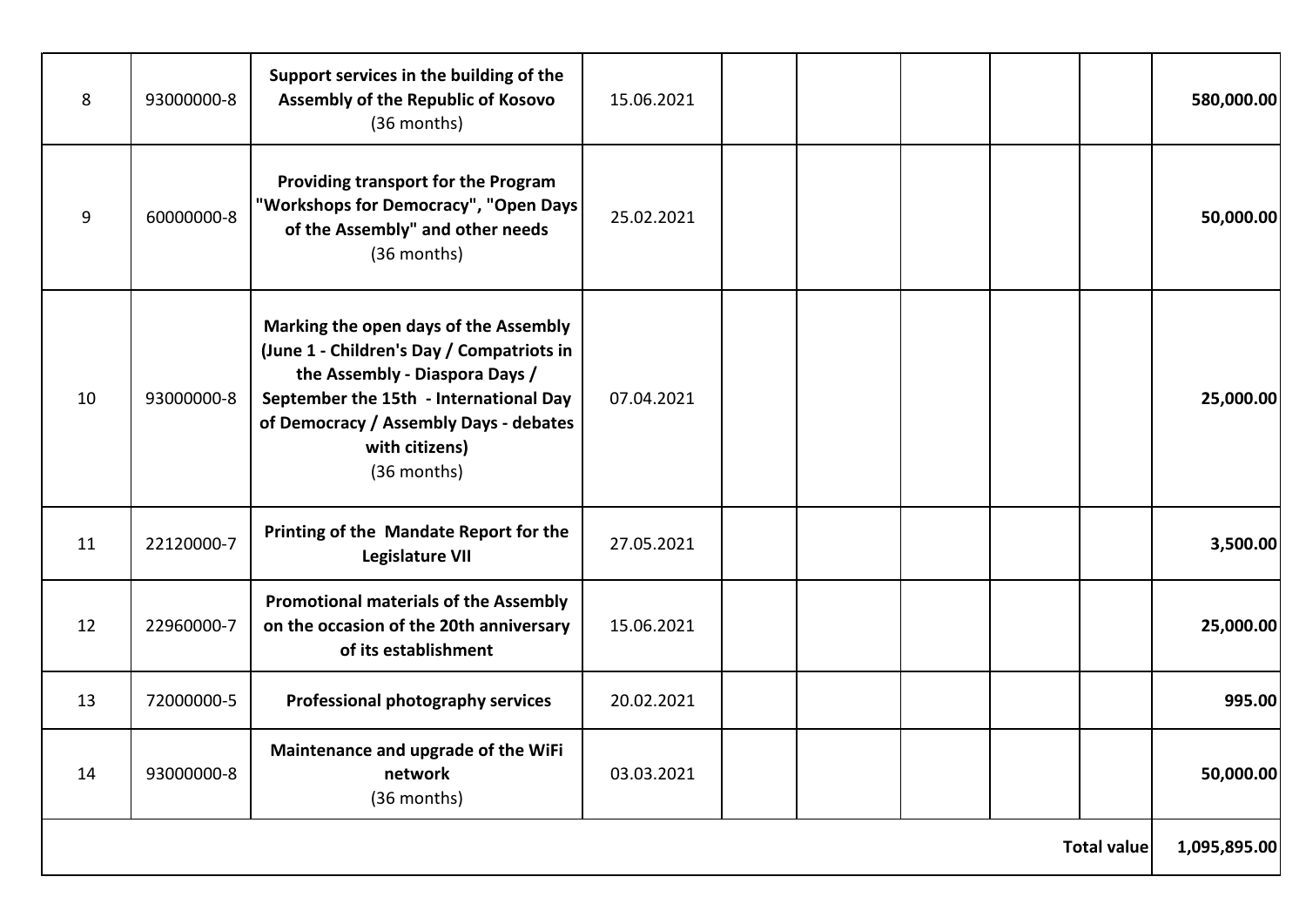| | | | | | | | | | |
|---|---|---|---|---|---|---|---|---|---|
| 8 | 93000000-8 | **Support services in the building of the Assembly of the Republic of Kosovo** (36 months) | 15.06.2021 | | | | | | **580,000.00** |
| 9 | 60000000-8 | **Providing transport for the Program "Workshops for Democracy", "Open Days of the Assembly" and other needs** (36 months) | 25.02.2021 | | | | | | **50,000.00** |
| 10 | 93000000-8 | **Marking the open days of the Assembly (June 1 - Children's Day / Compatriots in the Assembly - Diaspora Days / September the 15th - International Day of Democracy / Assembly Days - debates with citizens)** (36 months) | 07.04.2021 | | | | | | **25,000.00** |
| 11 | 22120000-7 | **Printing of the Mandate Report for the Legislature VII** | 27.05.2021 | | | | | | **3,500.00** |
| 12 | 22960000-7 | **Promotional materials of the Assembly on the occasion of the 20th anniversary of its establishment** | 15.06.2021 | | | | | | **25,000.00** |
| 13 | 72000000-5 | **Professional photography services** | 20.02.2021 | | | | | | **995.00** |
| 14 | 93000000-8 | **Maintenance and upgrade of the WiFi network** (36 months) | 03.03.2021 | | | | | | **50,000.00** |
| | | | | | | | | **Total value** | **1,095,895.00** |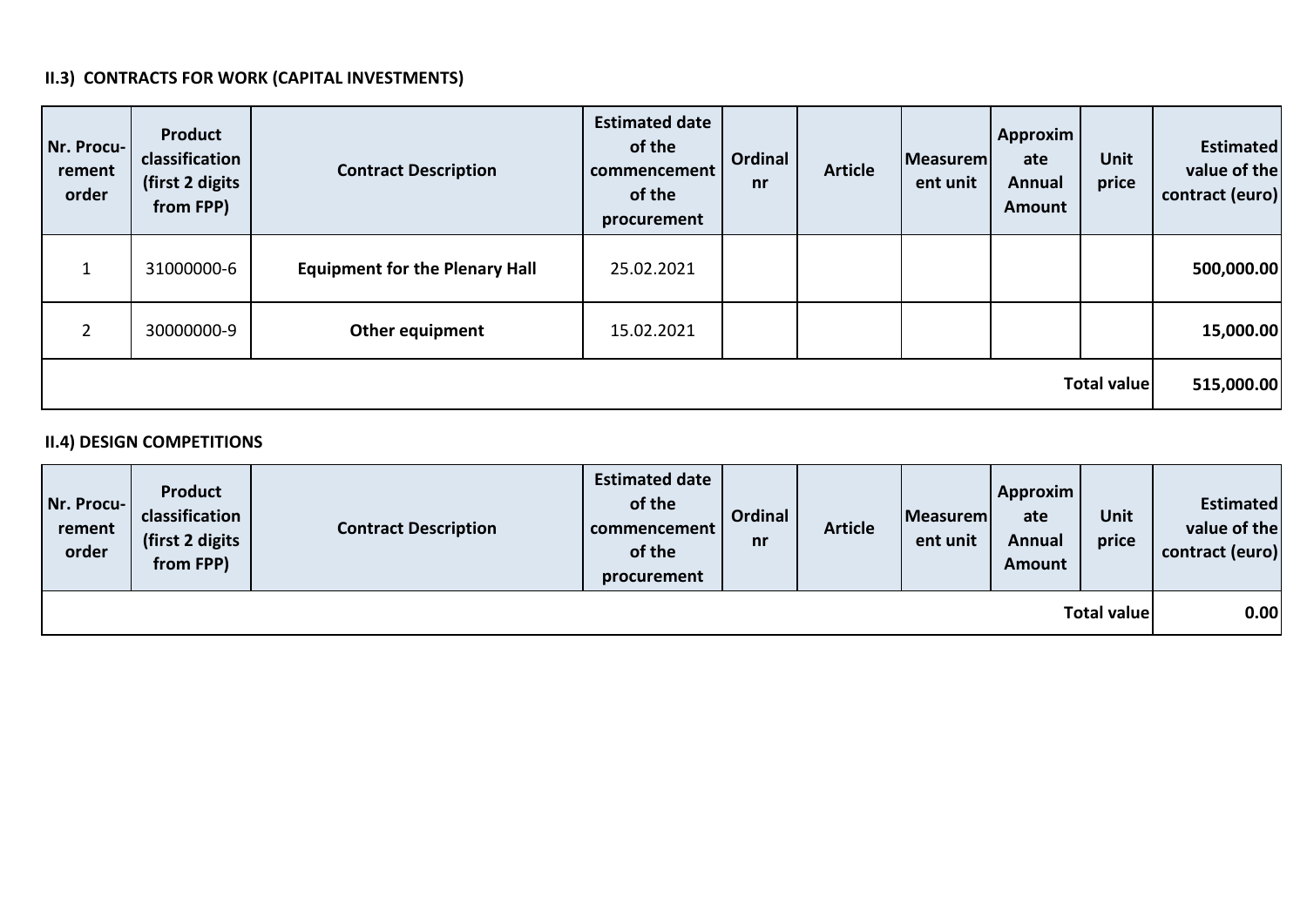### II.3) CONTRACTS FOR WORK (CAPITAL INVESTMENTS)

| Nr. Procu-rement order | Product classification (first 2 digits from FPP) | Contract Description | Estimated date of the commencement of the procurement | Ordinal nr | Article | Measurement unit | Approximate Annual Amount | Unit price | Estimated value of the contract (euro) |
|---|---|---|---|---|---|---|---|---|---|
| 1 | 31000000-6 | **Equipment for the Plenary Hall** | 25.02.2021 | | | | | | **500,000.00** |
| 2 | 30000000-9 | **Other equipment** | 15.02.2021 | | | | | | **15,000.00** |
| | | | | | | | | **Total value** | **515,000.00** |

### II.4) DESIGN COMPETITIONS

| Nr. Procu-rement order | Product classification (first 2 digits from FPP) | Contract Description | Estimated date of the commencement of the procurement | Ordinal nr | Article | Measurement unit | Approximate Annual Amount | Unit price | Estimated value of the contract (euro) |
|---|---|---|---|---|---|---|---|---|---|
| | | | | | | | | **Total value** | **0.00** |